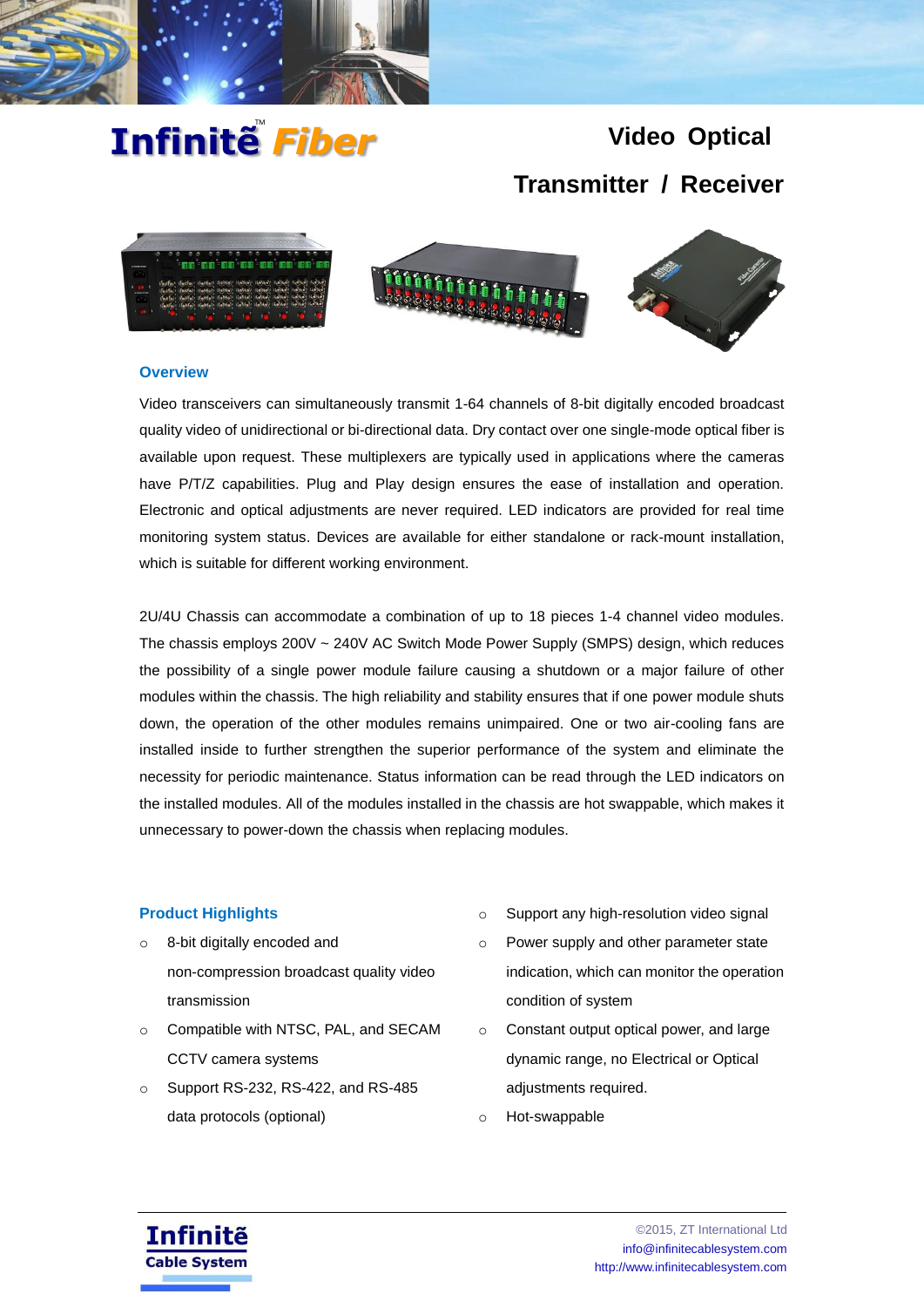Infinitē™ Fiber

# Video Optical Transmitter / Receiver

## Overview

Video transceivers can simultaneously transmit 1-64 channels of 8-bit digitally encoded broadcast quality video of unidirectional or bi-directional data. Dry contact over one single-mode optical fiber is available upon request. These multiplexers are typically used in applications where the cameras have P/T/Z capabilities. Plug and Play design ensures the ease of installation and operation. Electronic and optical adjustments are never required. LED indicators are provided for real time monitoring system status. Devices are available for either standalone or rack-mount installation, which is suitable for different working environment.

2U/4U Chassis can accommodate a combination of up to 18 pieces 1-4 channel video modules. The chassis employs 200V ~ 240V AC Switch Mode Power Supply (SMPS) design, which reduces the possibility of a single power module failure causing a shutdown or a major failure of other modules within the chassis. The high reliability and stability ensures that if one power module shuts down, the operation of the other modules remains unimpaired. One or two air-cooling fans are installed inside to further strengthen the superior performance of the system and eliminate the necessity for periodic maintenance. Status information can be read through the LED indicators on the installed modules. All of the modules installed in the chassis are hot swappable, which makes it unnecessary to power-down the chassis when replacing modules.

## Product Highlights

- 8-bit digitally encoded and non-compression broadcast quality video transmission
- Compatible with NTSC, PAL, and SECAM CCTV camera systems
- Support RS-232, RS-422, and RS-485 data protocols (optional)
- Support any high-resolution video signal
- Power supply and other parameter state indication, which can monitor the operation condition of system
- Constant output optical power, and large dynamic range, no Electrical or Optical adjustments required.
- Hot-swappable

Infinitē Cable System

©2015, ZT International Ltd
info@infinitecablesystem.com
http://www.infinitecablesystem.com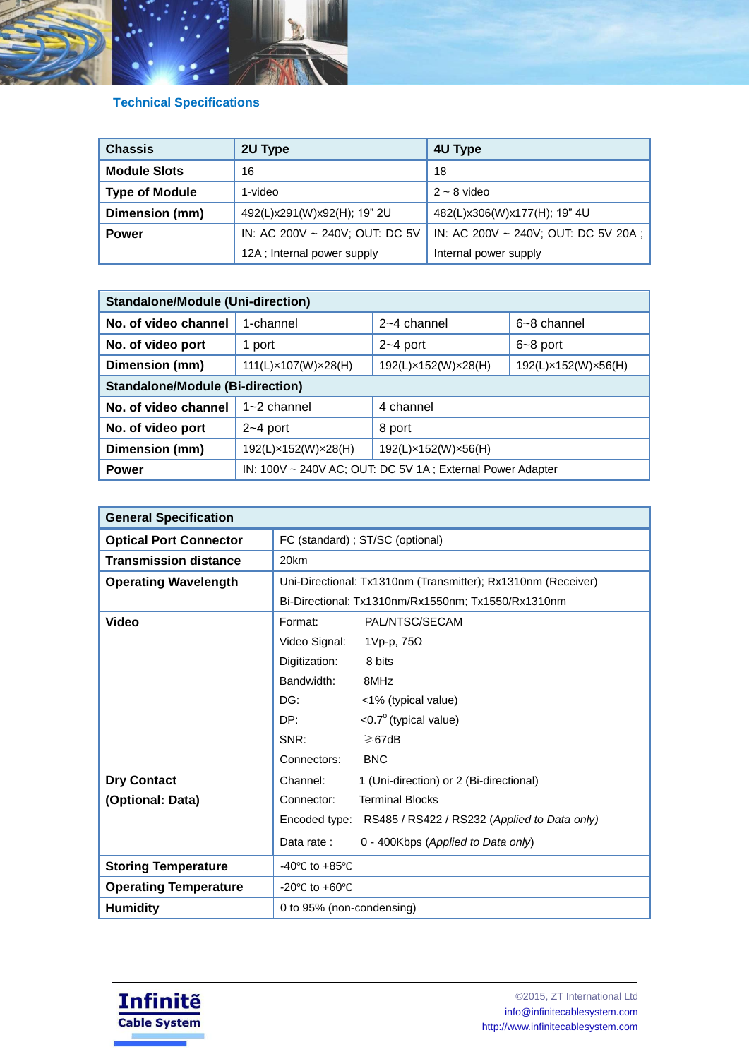## Technical Specifications

| Chassis | 2U Type | 4U Type |
|---|---|---|
| **Module Slots** | 16 | 18 |
| **Type of Module** | 1-video | 2 ~ 8 video |
| **Dimension (mm)** | 492(L)x291(W)x92(H); 19" 2U | 482(L)x306(W)x177(H); 19" 4U |
| **Power** | IN: AC 200V ~ 240V; OUT: DC 5V 12A ; Internal power supply | IN: AC 200V ~ 240V; OUT: DC 5V 20A ; Internal power supply |

| Standalone/Module (Uni-direction) | | | |
|---|---|---|---|
| **No. of video channel** | 1-channel | 2~4 channel | 6~8 channel |
| **No. of video port** | 1 port | 2~4 port | 6~8 port |
| **Dimension (mm)** | 111(L)×107(W)×28(H) | 192(L)×152(W)×28(H) | 192(L)×152(W)×56(H) |
| **Standalone/Module (Bi-direction)** | | | |
| **No. of video channel** | 1~2 channel | 4 channel | |
| **No. of video port** | 2~4 port | 8 port | |
| **Dimension (mm)** | 192(L)×152(W)×28(H) | 192(L)×152(W)×56(H) | |
| **Power** | IN: 100V ~ 240V AC; OUT: DC 5V 1A ; External Power Adapter | | |

| General Specification | |
|---|---|
| **Optical Port Connector** | FC (standard) ; ST/SC (optional) |
| **Transmission distance** | 20km |
| **Operating Wavelength** | Uni-Directional: Tx1310nm (Transmitter); Rx1310nm (Receiver)<br>Bi-Directional: Tx1310nm/Rx1550nm; Tx1550/Rx1310nm |
| **Video** | Format: PAL/NTSC/SECAM<br>Video Signal: 1Vp-p, 75Ω<br>Digitization: 8 bits<br>Bandwidth: 8MHz<br>DG: <1% (typical value)<br>DP: <0.7° (typical value)<br>SNR: ≥67dB<br>Connectors: BNC |
| **Dry Contact (Optional: Data)** | Channel: 1 (Uni-direction) or 2 (Bi-directional)<br>Connector: Terminal Blocks<br>Encoded type: RS485 / RS422 / RS232 (*Applied to Data only)*<br>Data rate : 0 - 400Kbps (*Applied to Data only*) |
| **Storing Temperature** | -40℃ to +85℃ |
| **Operating Temperature** | -20℃ to +60℃ |
| **Humidity** | 0 to 95% (non-condensing) |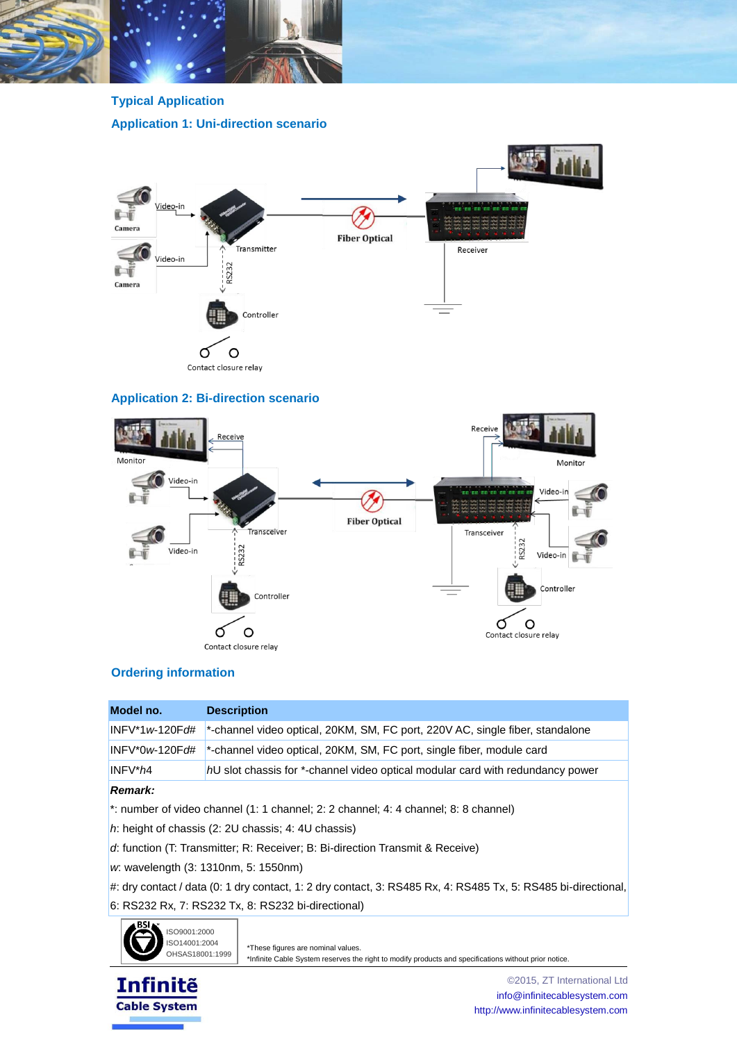## Typical Application

### Application 1: Uni-direction scenario

Camera
Video-in
Camera
Video-in
Transmitter
RS232
Controller
Contact closure relay
Fiber Optical
Receiver

### Application 2: Bi-direction scenario

Monitor
Receive
Video-in
Video-in
Transceiver
RS232
Controller
Contact closure relay
Fiber Optical
Receive
Monitor
Video-in
Transceiver
RS232
Video-in
Controller
Contact closure relay

## Ordering information

| Model no. | Description |
|---|---|
| INFV*1*w*-120F*d*# | *-channel video optical, 20KM, SM, FC port, 220V AC, single fiber, standalone |
| INFV*0*w*-120F*d*# | *-channel video optical, 20KM, SM, FC port, single fiber, module card |
| INFV**h*4 | *h*U slot chassis for *-channel video optical modular card with redundancy power |

***Remark:***

*: number of video channel (1: 1 channel; 2: 2 channel; 4: 4 channel; 8: 8 channel)

*h*: height of chassis (2: 2U chassis; 4: 4U chassis)

*d*: function (T: Transmitter; R: Receiver; B: Bi-direction Transmit & Receive)

*w*: wavelength (3: 1310nm, 5: 1550nm)

#: dry contact / data (0: 1 dry contact, 1: 2 dry contact, 3: RS485 Rx, 4: RS485 Tx, 5: RS485 bi-directional, 6: RS232 Rx, 7: RS232 Tx, 8: RS232 bi-directional)

BSI
ISO9001:2000
ISO14001:2004
OHSAS18001:1999

*These figures are nominal values.
*Infinite Cable System reserves the right to modify products and specifications without prior notice.

Infinitē Cable System

©2015, ZT International Ltd
info@infinitecablesystem.com
http://www.infinitecablesystem.com